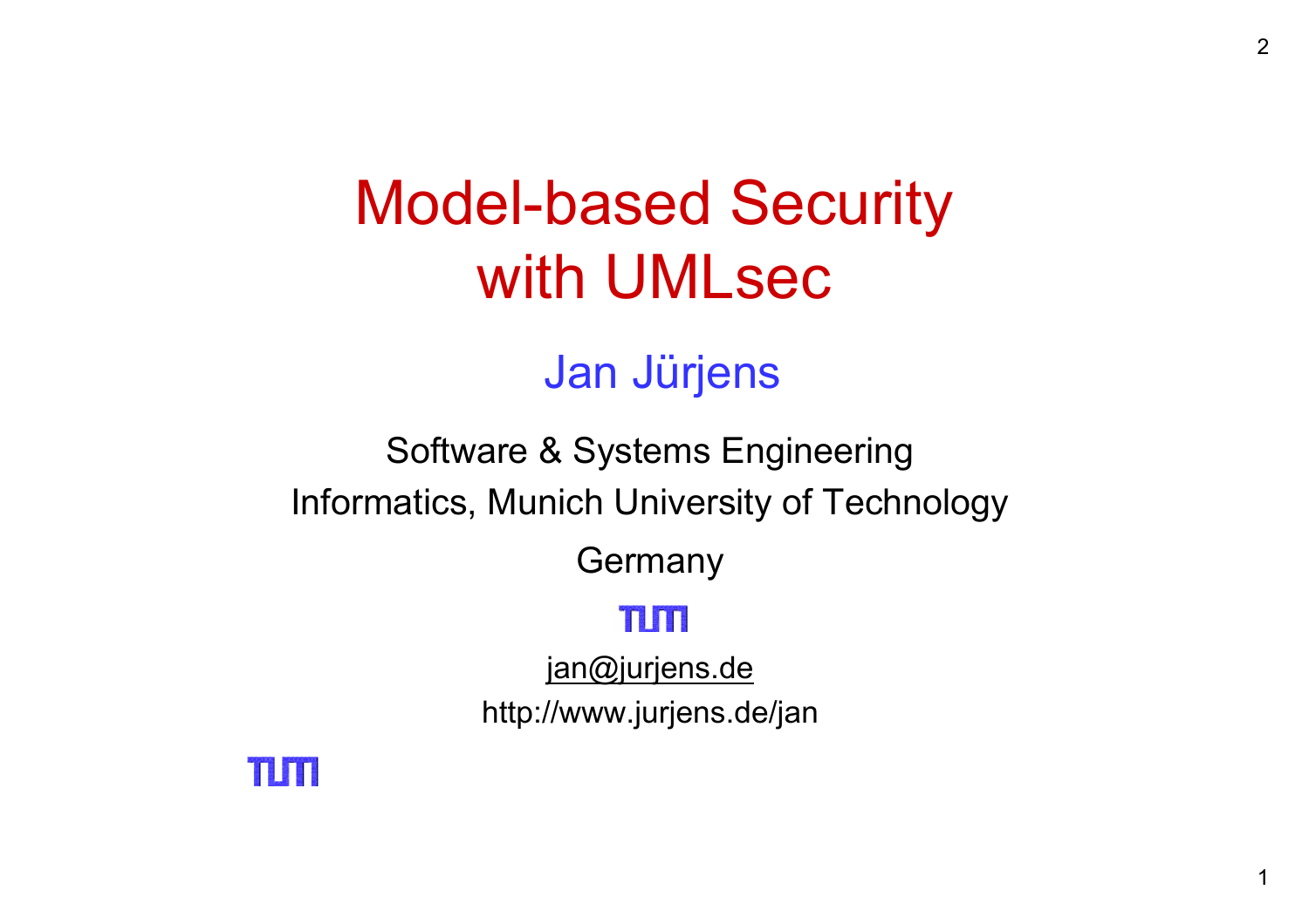# Model-based Security with UMLsec

## Jan Jürjens

Software & Systems Engineering

Informatics, Munich University of Technology

Germany

TUM

jan@jurjens.de

http://www.jurjens.de/jan

TUM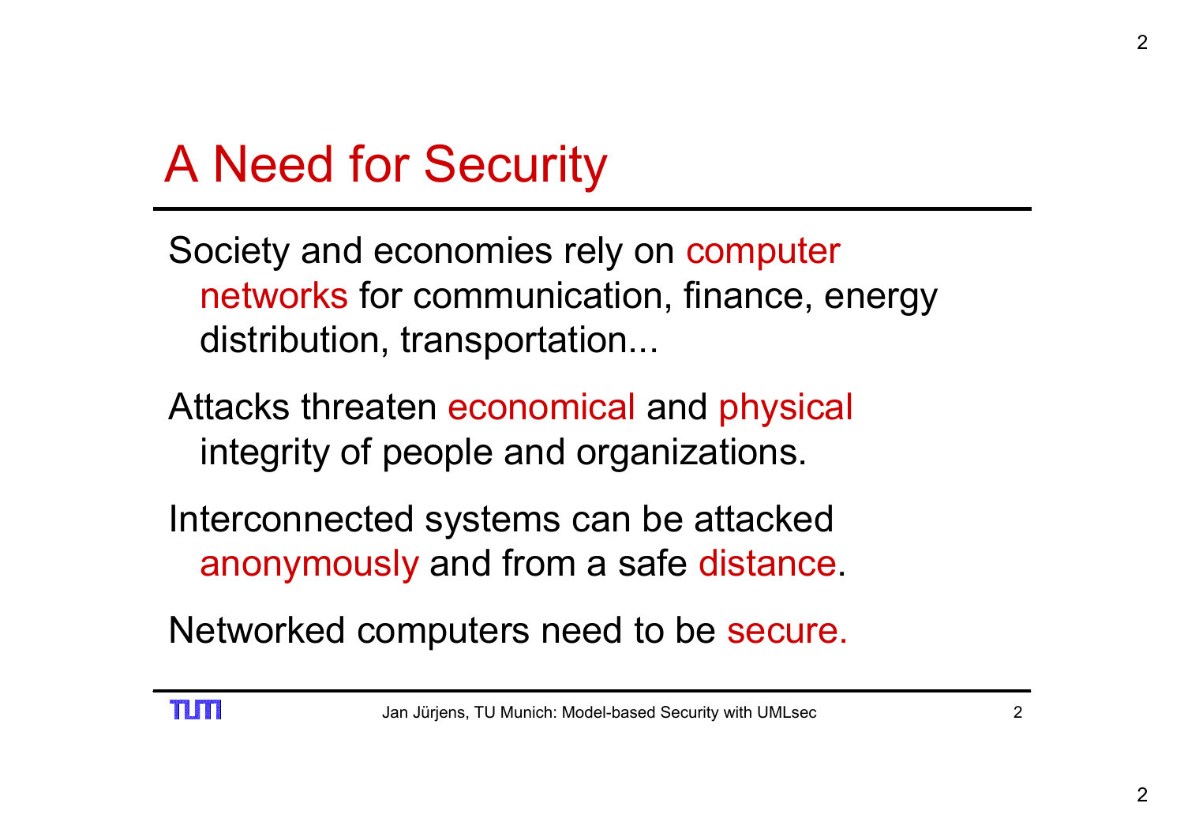# A Need for Security

Society and economies rely on computer networks for communication, finance, energy distribution, transportation...

Attacks threaten economical and physical integrity of people and organizations.

Interconnected systems can be attacked anonymously and from a safe distance.

Networked computers need to be secure.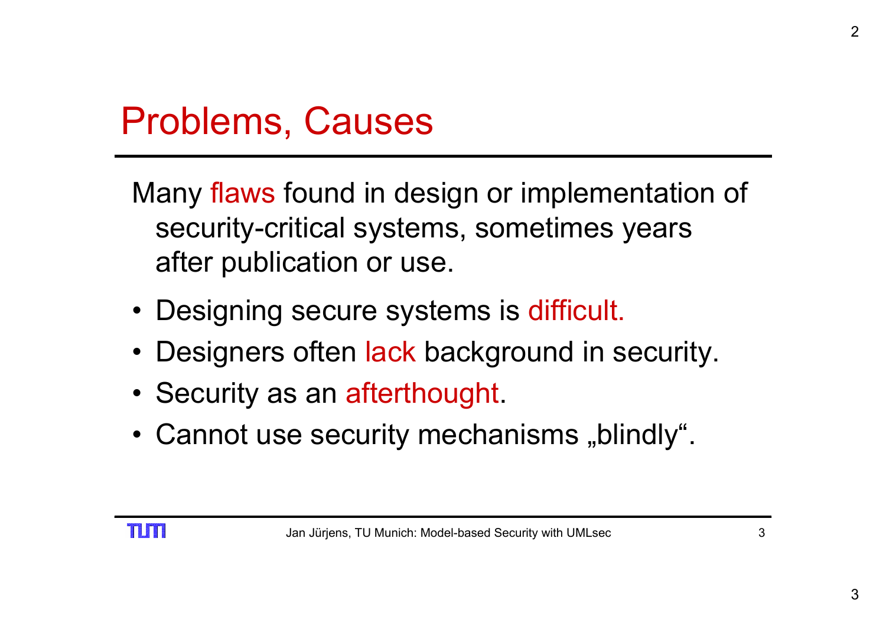# Problems, Causes

Many flaws found in design or implementation of security-critical systems, sometimes years after publication or use.

- Designing secure systems is difficult.
- Designers often lack background in security.
- Security as an afterthought.
- Cannot use security mechanisms „blindly".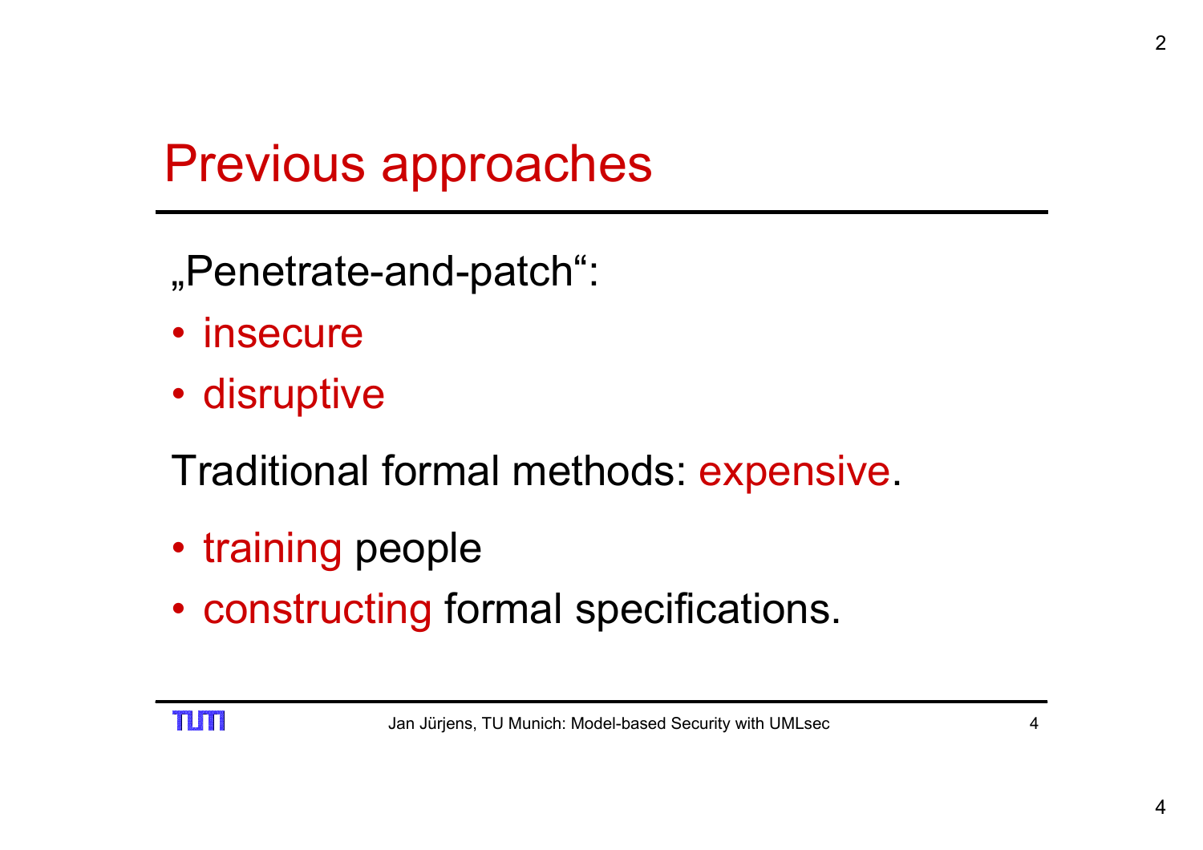# Previous approaches

„Penetrate-and-patch":

- insecure
- disruptive

Traditional formal methods: expensive.

- training people
- constructing formal specifications.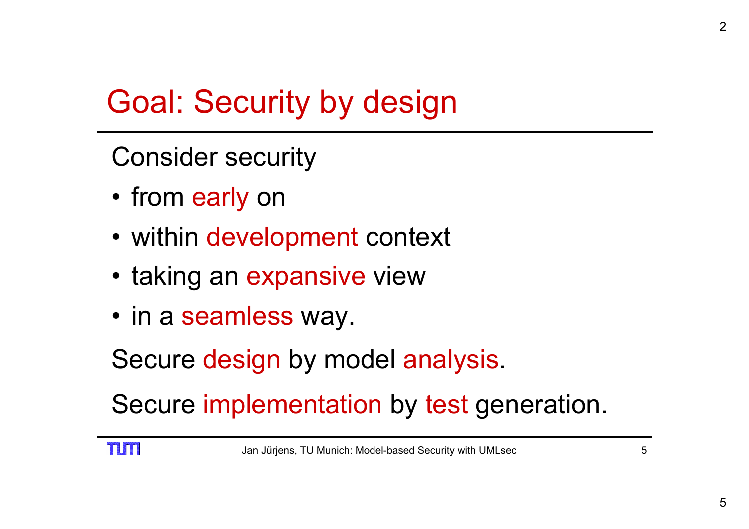# Goal: Security by design

Consider security

- from early on
- within development context
- taking an expansive view
- in a seamless way.

Secure design by model analysis.

Secure implementation by test generation.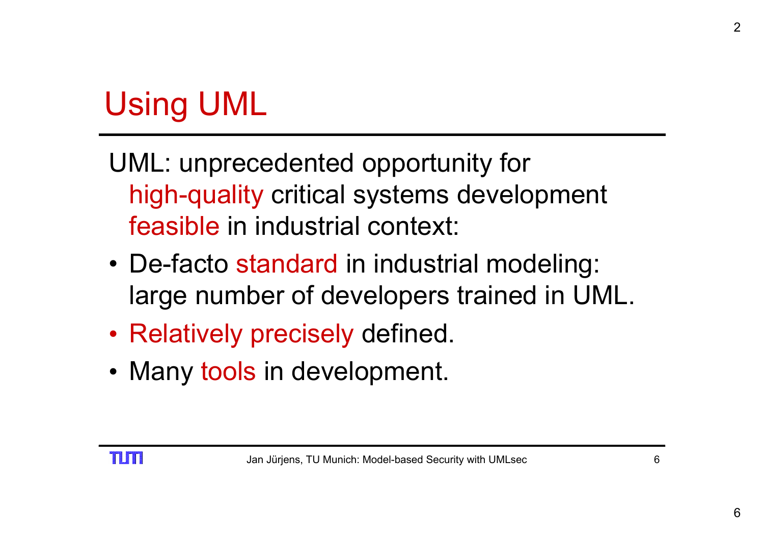# Using UML

UML: unprecedented opportunity for high-quality critical systems development feasible in industrial context:

- De-facto standard in industrial modeling: large number of developers trained in UML.
- Relatively precisely defined.
- Many tools in development.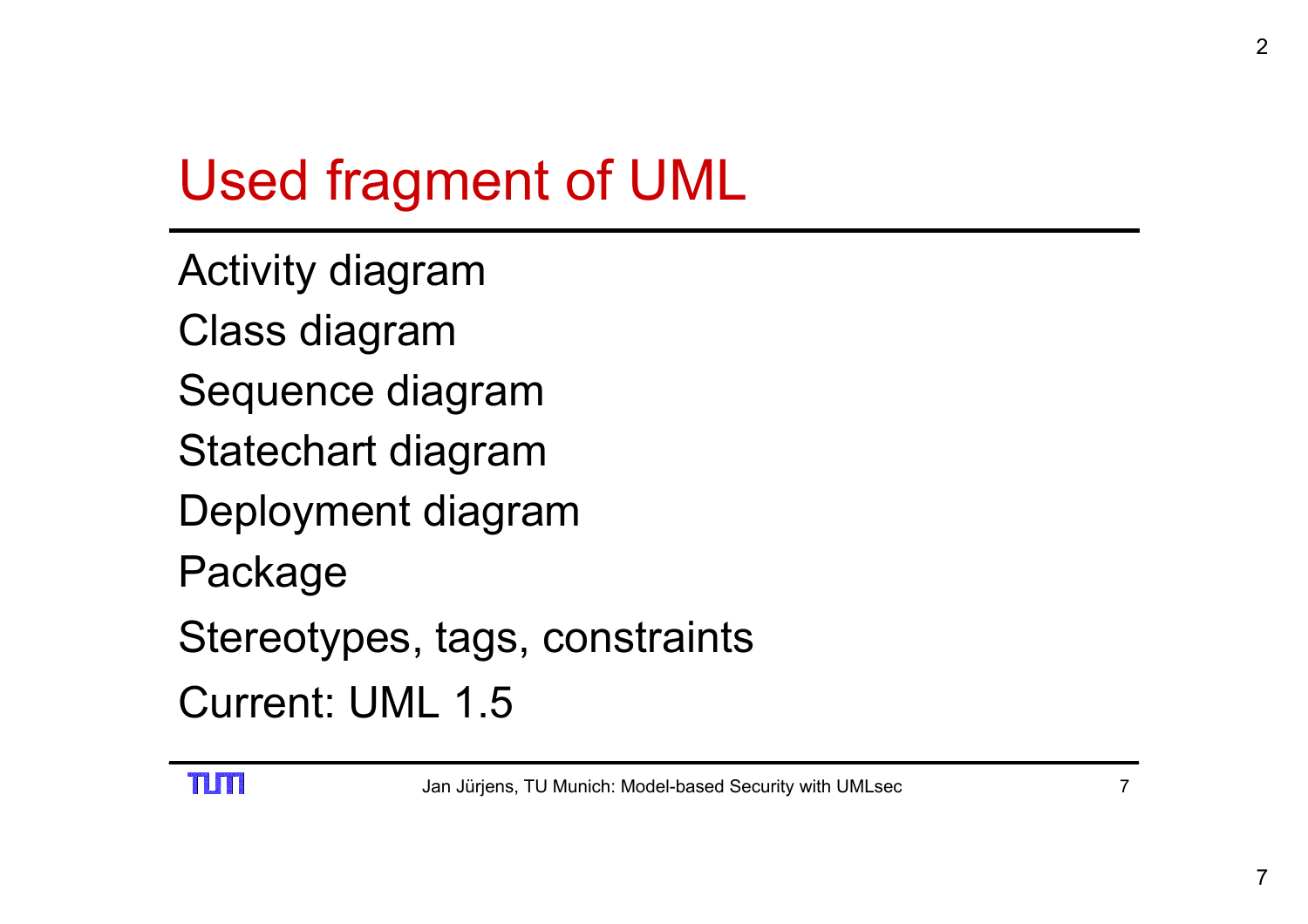# Used fragment of UML

Activity diagram

Class diagram

Sequence diagram

Statechart diagram

Deployment diagram

Package

Stereotypes, tags, constraints

Current: UML 1.5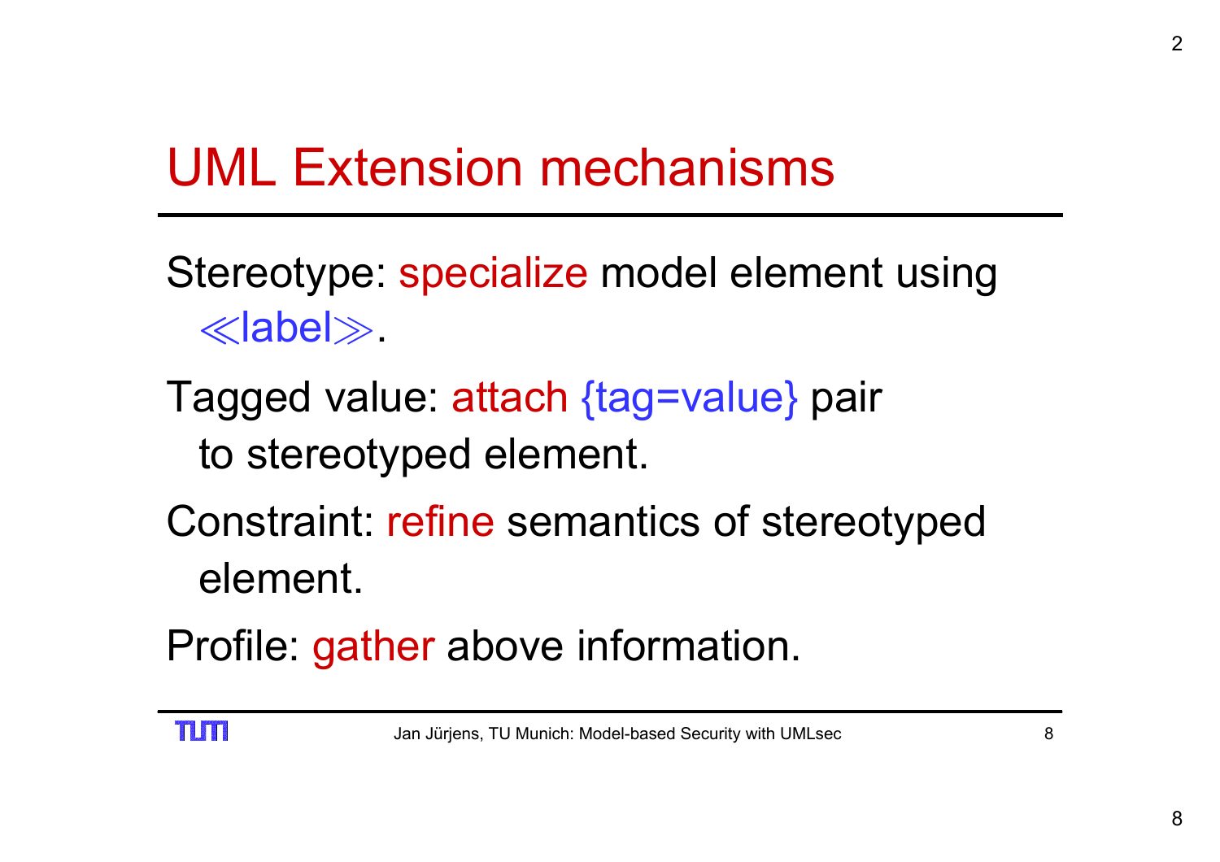# UML Extension mechanisms

Stereotype: specialize model element using ≪label≫.

Tagged value: attach {tag=value} pair to stereotyped element.

Constraint: refine semantics of stereotyped element.

Profile: gather above information.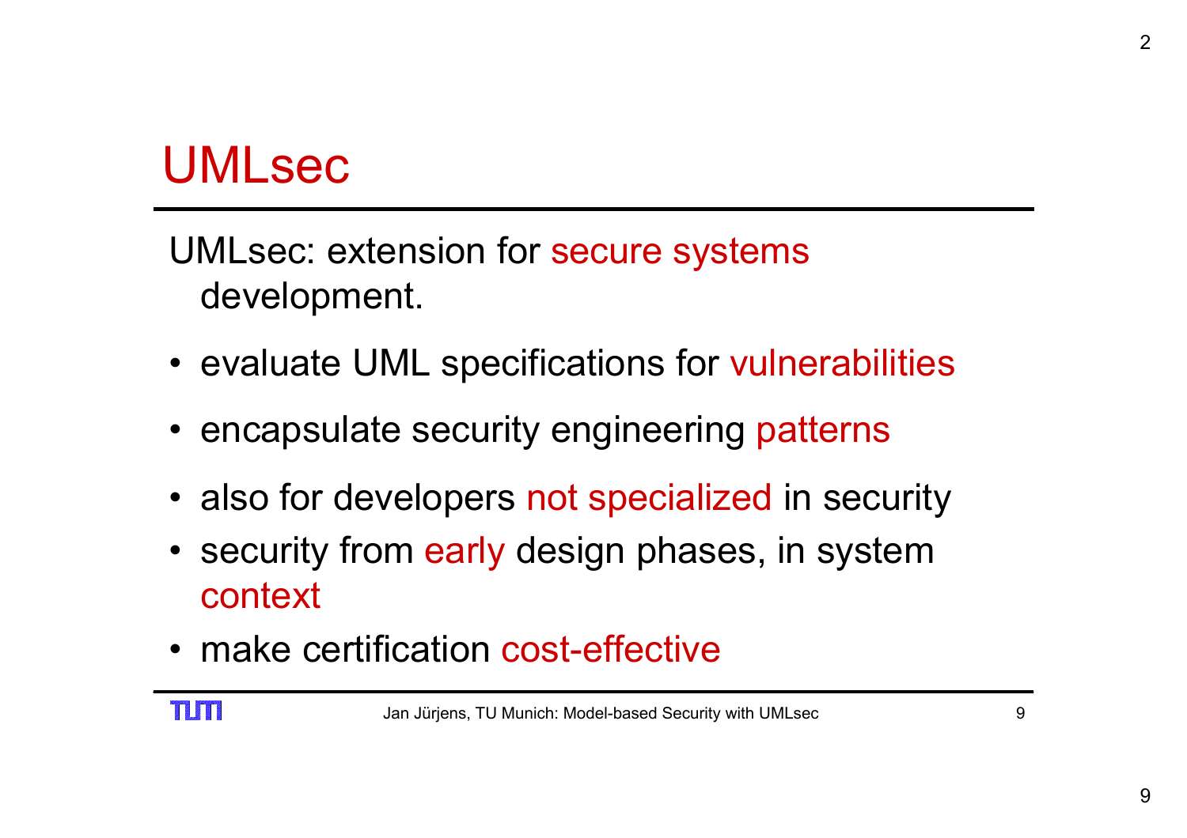# UMLsec

UMLsec: extension for secure systems development.

- evaluate UML specifications for vulnerabilities
- encapsulate security engineering patterns
- also for developers not specialized in security
- security from early design phases, in system context
- make certification cost-effective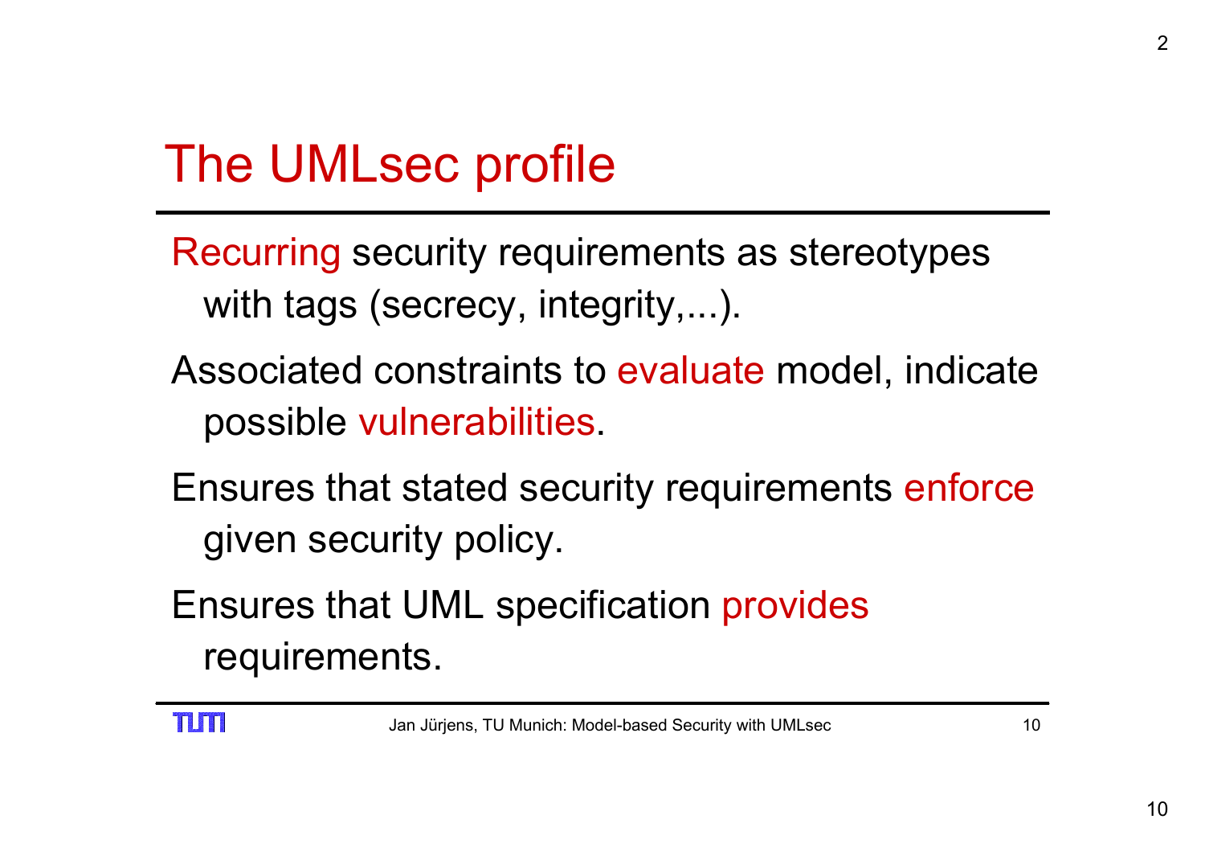# The UMLsec profile

Recurring security requirements as stereotypes with tags (secrecy, integrity,...).

Associated constraints to evaluate model, indicate possible vulnerabilities.

Ensures that stated security requirements enforce given security policy.

Ensures that UML specification provides requirements.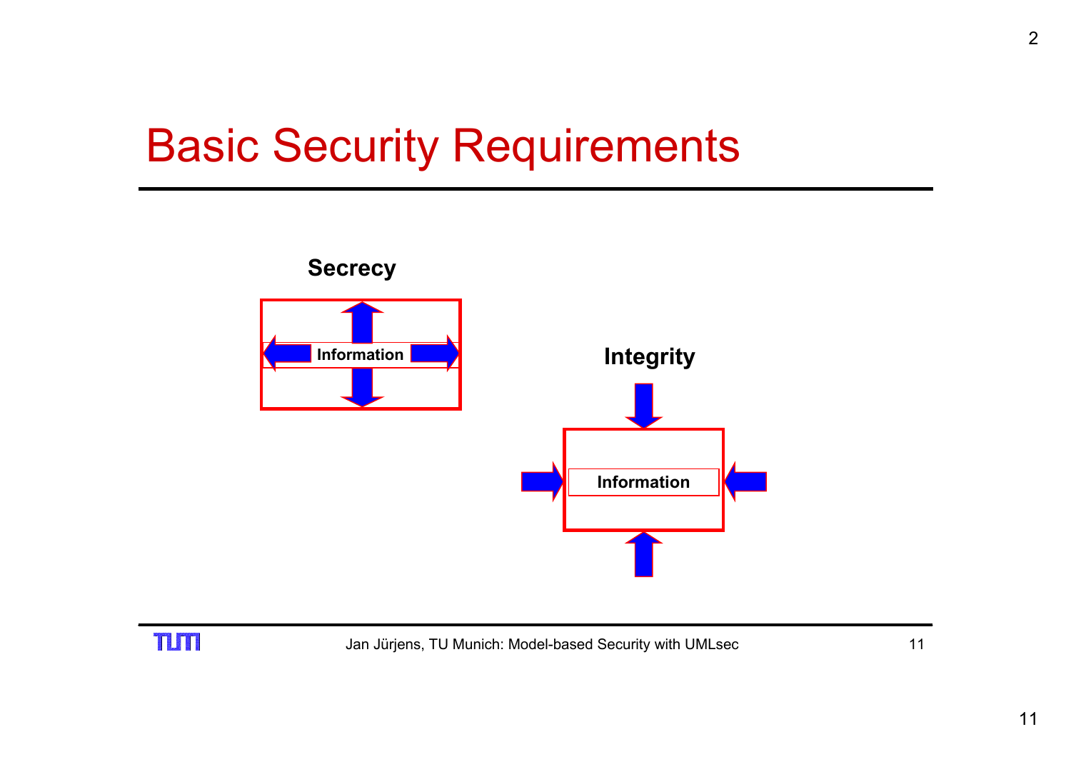# Basic Security Requirements

**Secrecy**

Information

**Integrity**

Information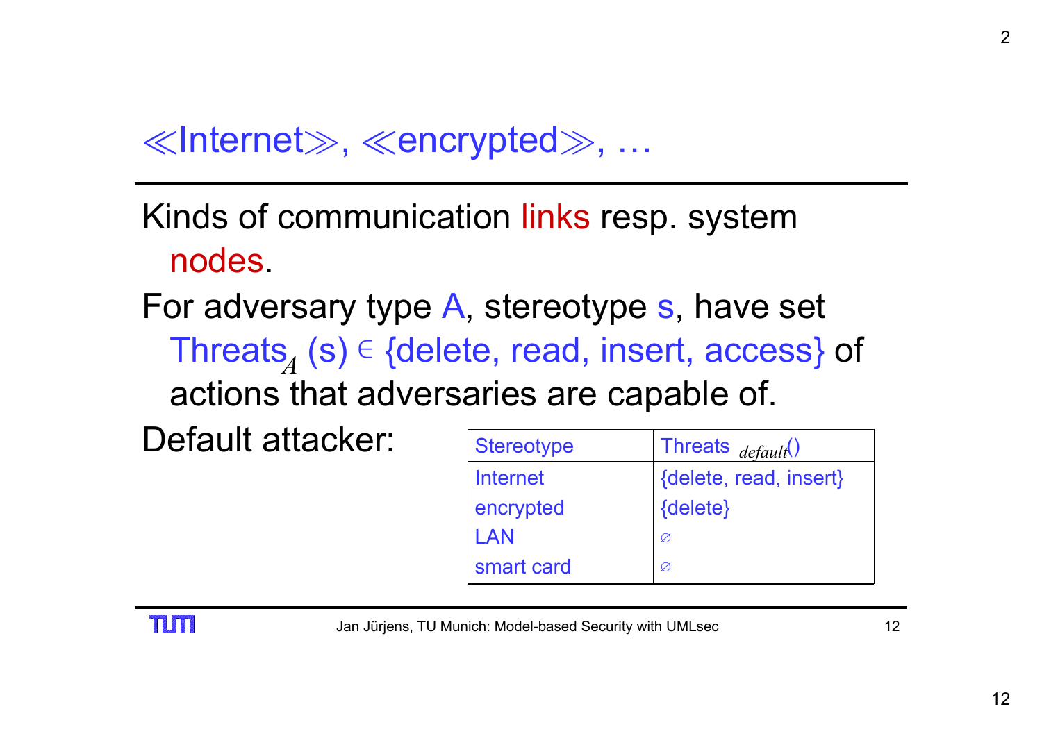# ≪Internet≫, ≪encrypted≫, …

Kinds of communication links resp. system nodes.

For adversary type A, stereotype s, have set $\text{Threats}_A(s) \in$ {delete, read, insert, access} of actions that adversaries are capable of.

Default attacker:

| Stereotype | $\text{Threats}_{default}()$ |
|---|---|
| Internet | {delete, read, insert} |
| encrypted | {delete} |
| LAN | ∅ |
| smart card | ∅ |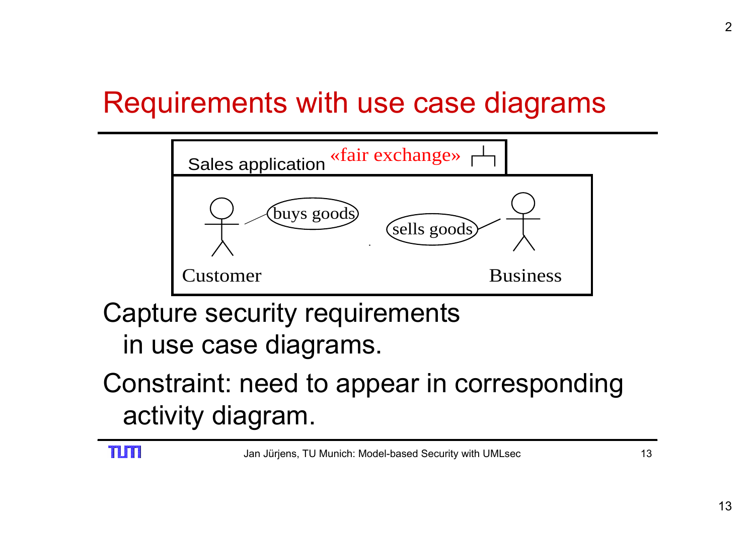# Requirements with use case diagrams

Sales application «fair exchange»

Customer — buys goods

sells goods — Business

Capture security requirements in use case diagrams.

Constraint: need to appear in corresponding activity diagram.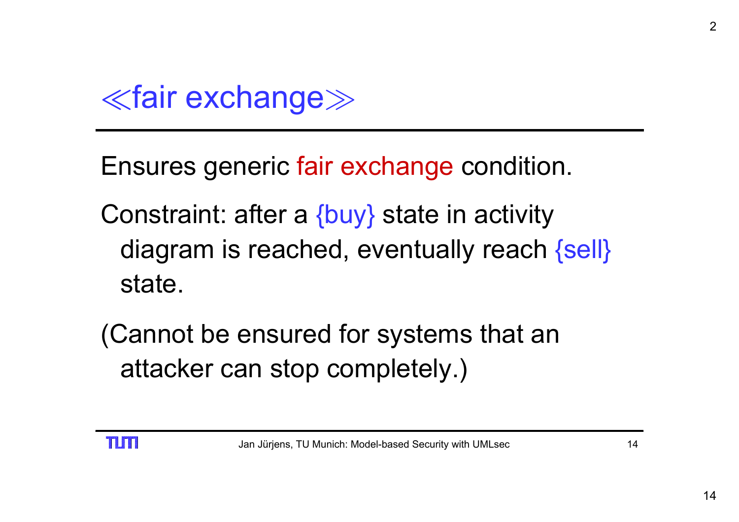# ≪fair exchange≫

Ensures generic fair exchange condition.

Constraint: after a {buy} state in activity diagram is reached, eventually reach {sell} state.

(Cannot be ensured for systems that an attacker can stop completely.)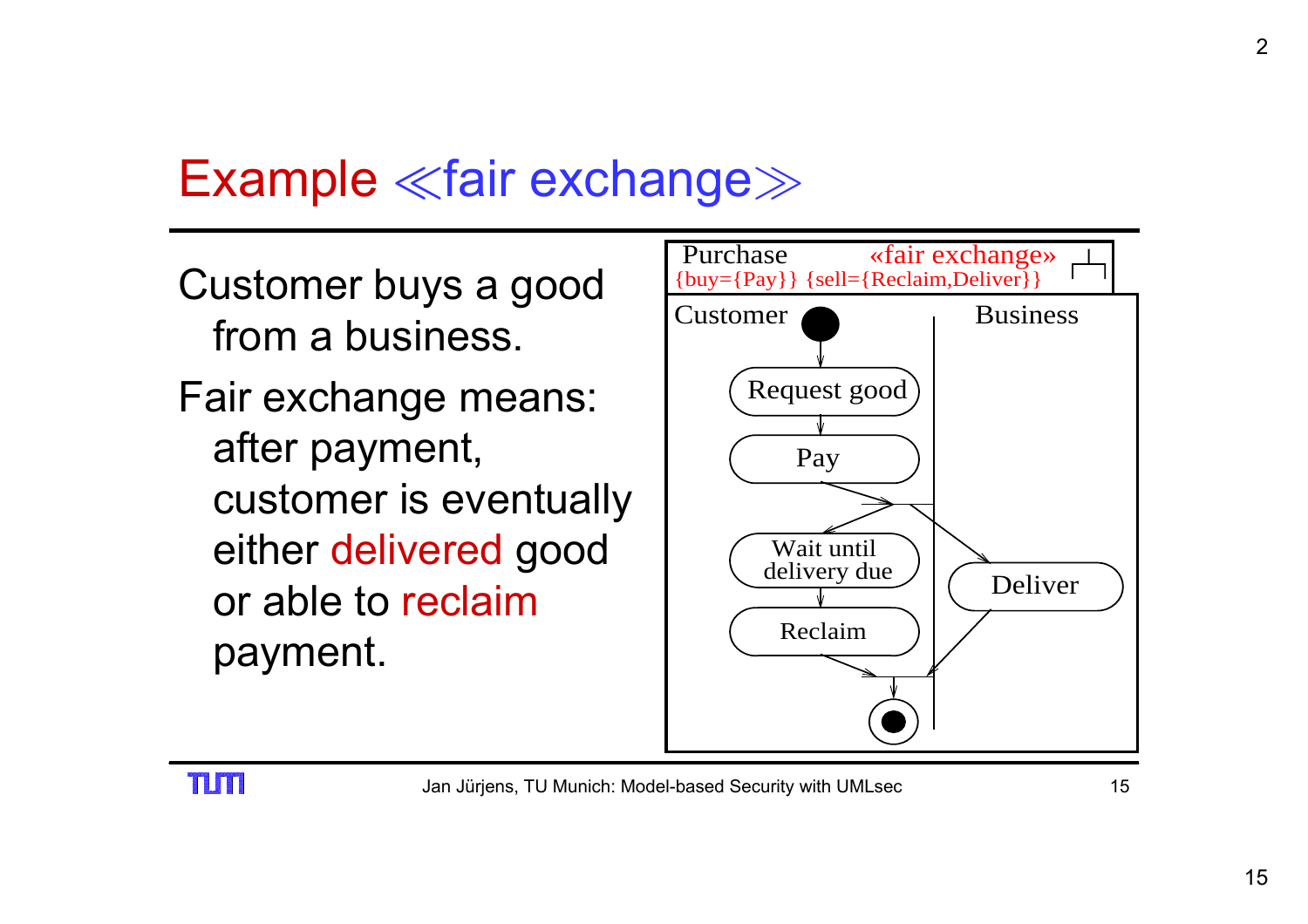# Example ≪fair exchange≫

Customer buys a good from a business.

Fair exchange means: after payment, customer is eventually either delivered good or able to reclaim payment.

Purchase «fair exchange»
{buy={Pay}} {sell={Reclaim,Deliver}}

Customer | Business

Request good
Pay
Wait until delivery due
Reclaim
Deliver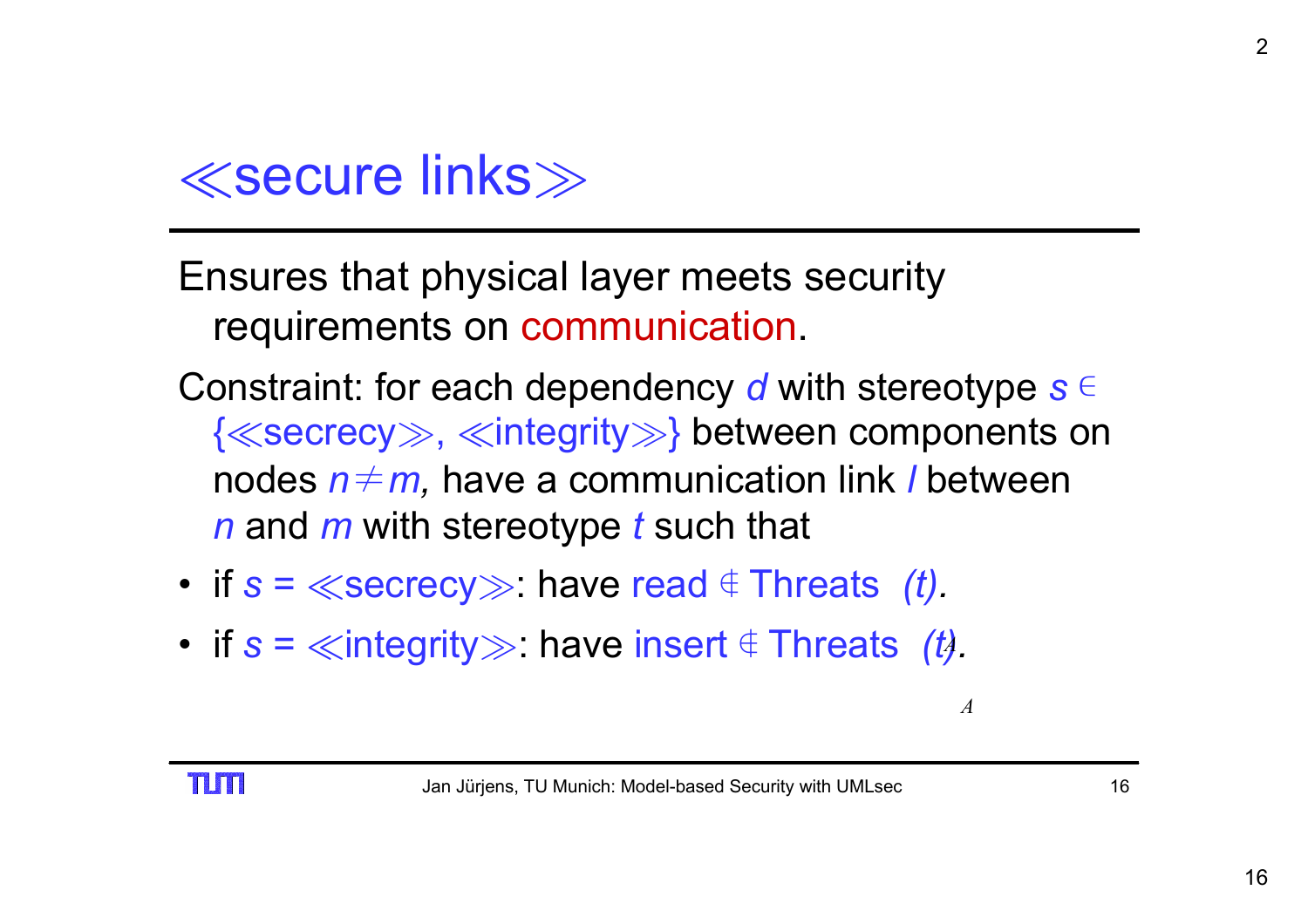# ≪secure links≫

Ensures that physical layer meets security requirements on communication.

Constraint: for each dependency *d* with stereotype $s \in$ {≪secrecy≫, ≪integrity≫} between components on nodes $n \neq m$, have a communication link *l* between *n* and *m* with stereotype *t* such that

- if *s* = ≪secrecy≫: have read $\notin$ Threats *(t).*
- if *s* = ≪integrity≫: have insert $\notin$ Threats *(t).*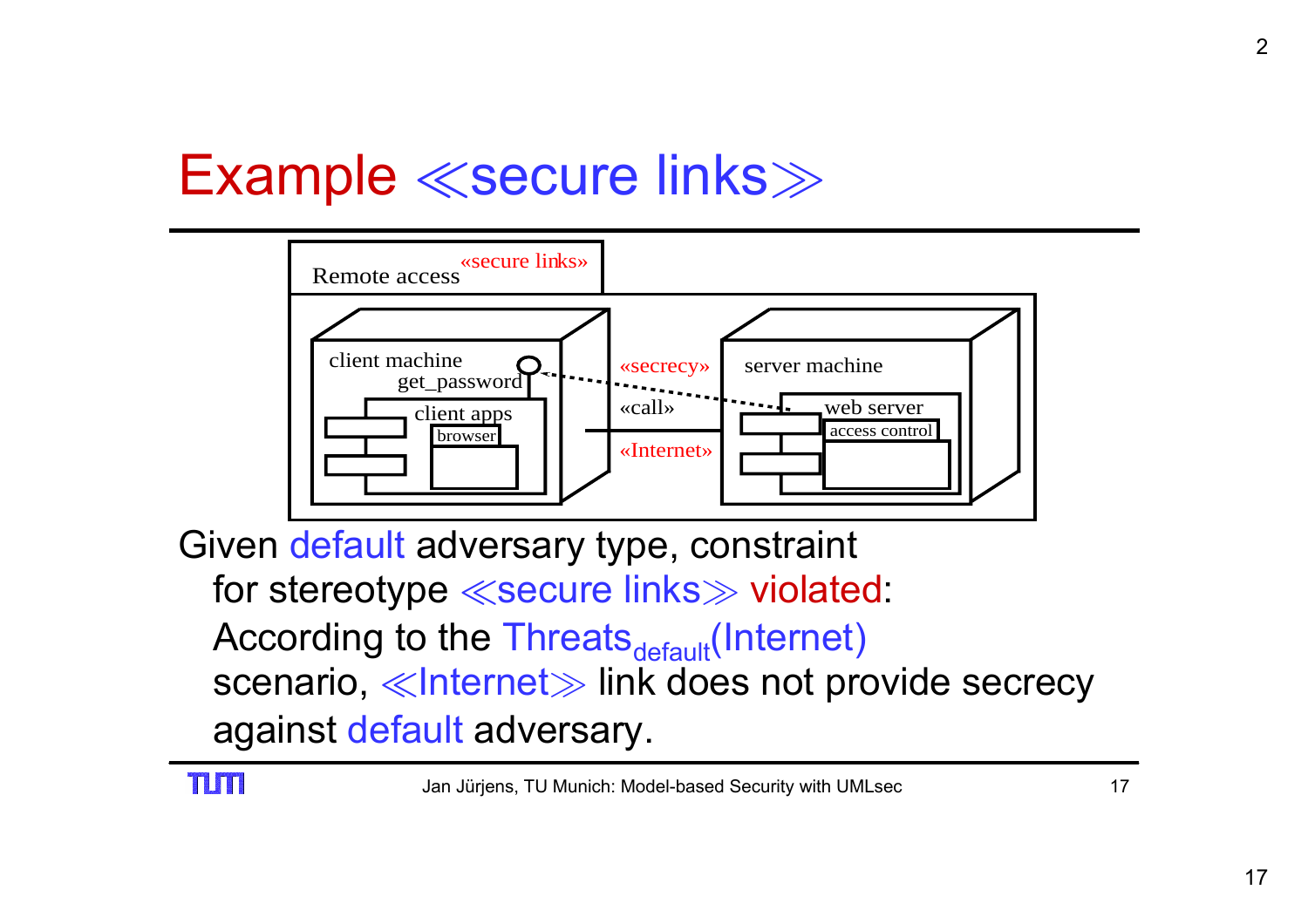# Example ≪secure links≫

Given default adversary type, constraint for stereotype ≪secure links≫ violated: According to the $\text{Threats}_{\text{default}}(\text{Internet})$ scenario, ≪Internet≫ link does not provide secrecy against default adversary.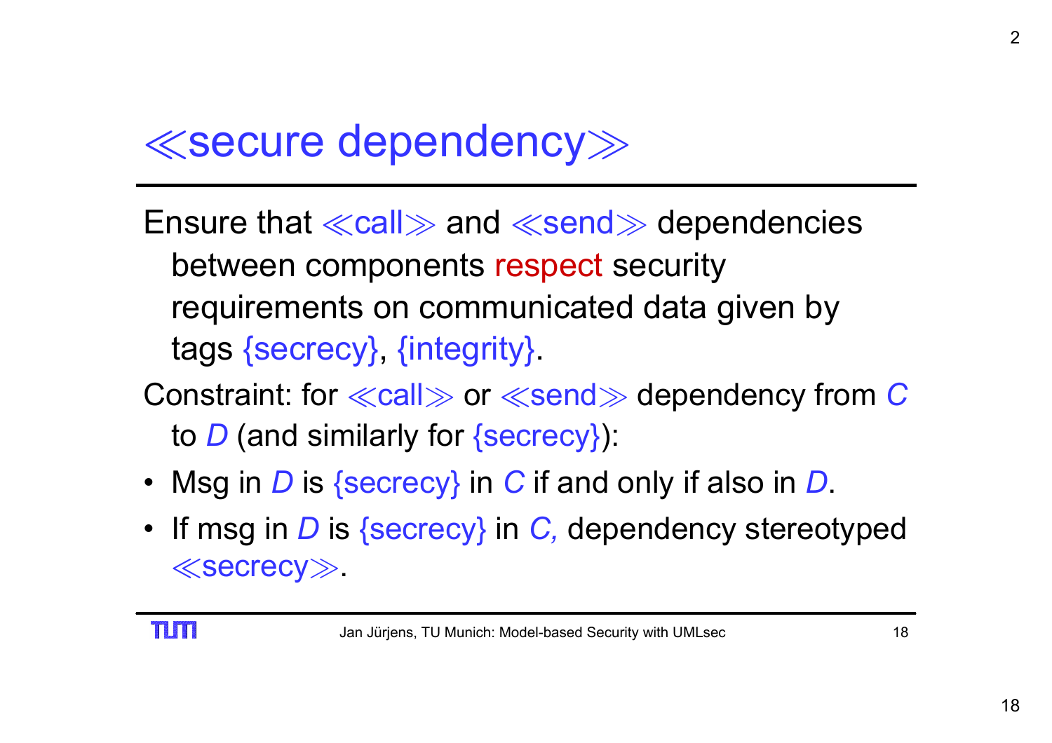# ≪secure dependency≫

Ensure that ≪call≫ and ≪send≫ dependencies between components respect security requirements on communicated data given by tags {secrecy}, {integrity}.

Constraint: for ≪call≫ or ≪send≫ dependency from *C* to *D* (and similarly for {secrecy}):

- Msg in *D* is {secrecy} in *C* if and only if also in *D*.
- If msg in *D* is {secrecy} in *C*, dependency stereotyped ≪secrecy≫.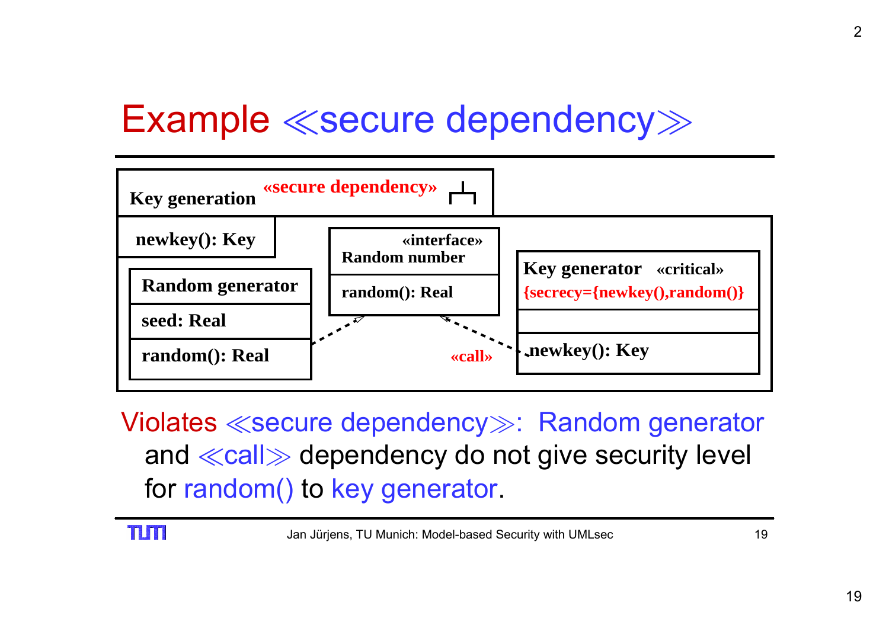# Example ≪secure dependency≫

Key generation «secure dependency»

newkey(): Key

| Random generator |
|---|
| seed: Real |
| random(): Real |

| «interface» Random number |
|---|
| random(): Real |

| Key generator «critical» {secrecy={newkey(),random()} |
|---|
| |
| newkey(): Key |

«call»

Violates ≪secure dependency≫: Random generator and ≪call≫ dependency do not give security level for random() to key generator.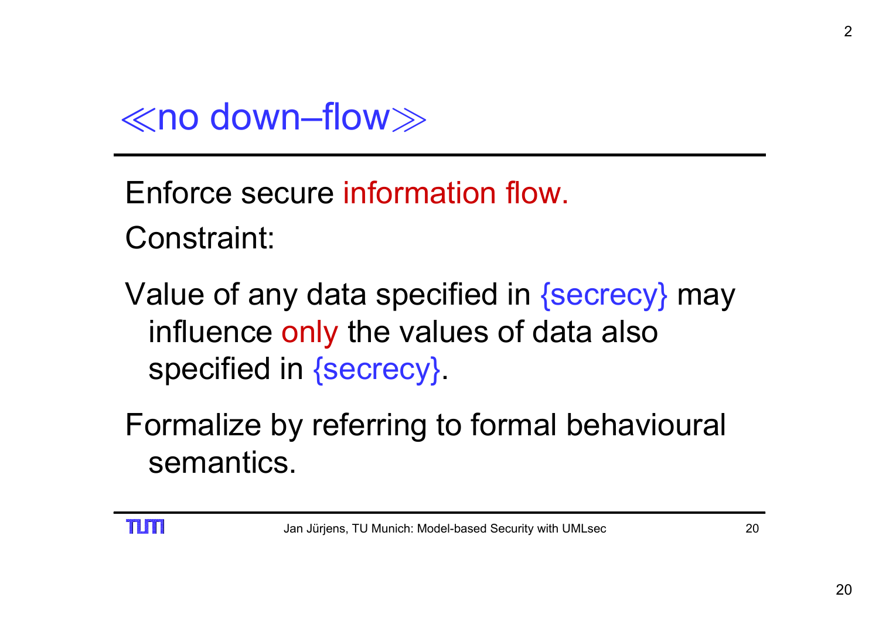# ≪no down–flow≫

Enforce secure information flow.

Constraint:

Value of any data specified in {secrecy} may influence only the values of data also specified in {secrecy}.

Formalize by referring to formal behavioural semantics.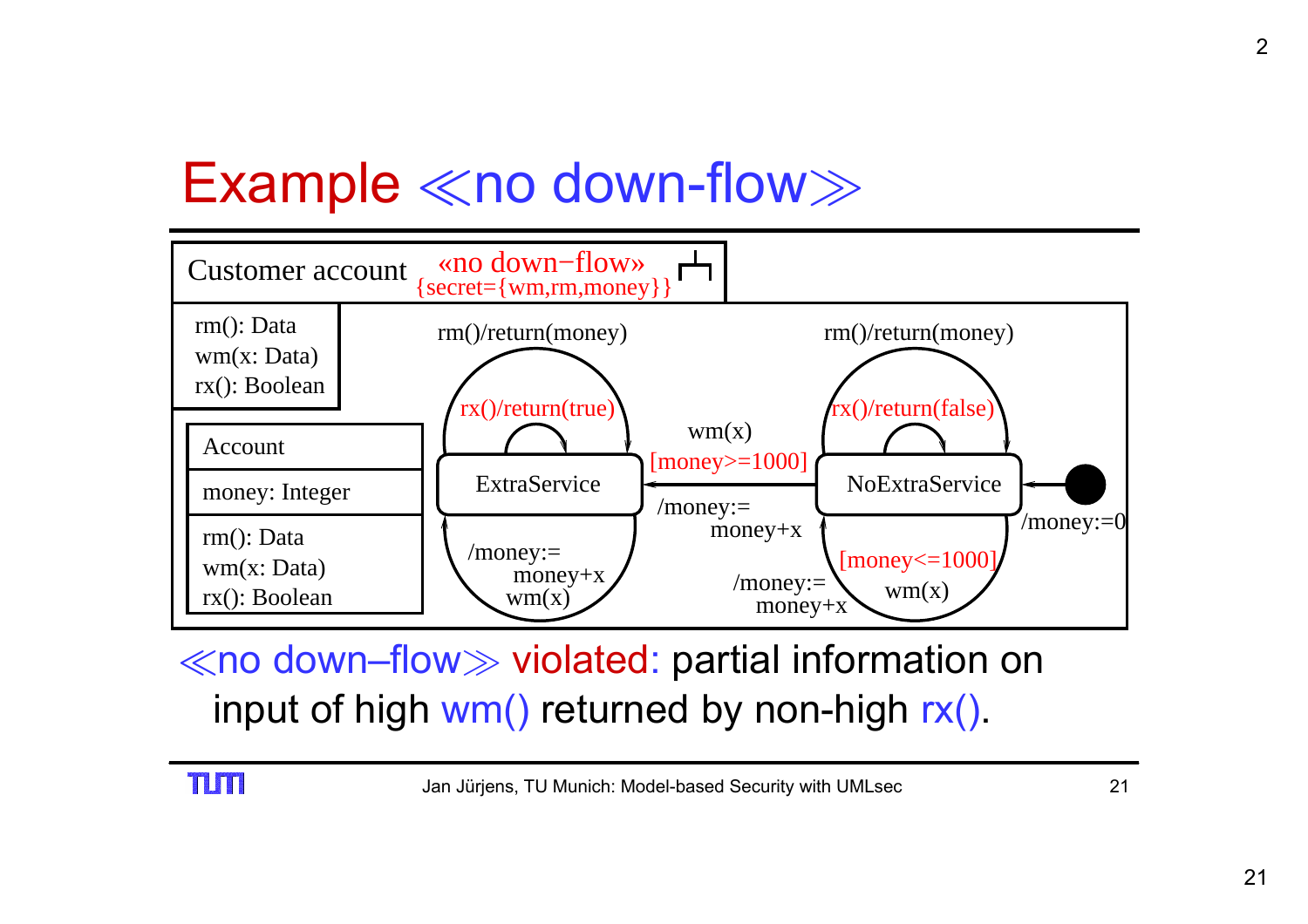# Example ≪no down-flow≫

Customer account «no down−flow» {secret={wm,rm,money}}

rm(): Data
wm(x: Data)
rx(): Boolean

| Account |
| --- |
| money: Integer |
| rm(): Data<br>wm(x: Data)<br>rx(): Boolean |

rm()/return(money)

rx()/return(true)

ExtraService

/money:= money+x wm(x)

wm(x) [money>=1000]

/money:= money+x

rm()/return(money)

rx()/return(false)

NoExtraService

/money:=0

[money<=1000] wm(x)

/money:= money+x

≪no down–flow≫ violated: partial information on input of high wm() returned by non-high rx().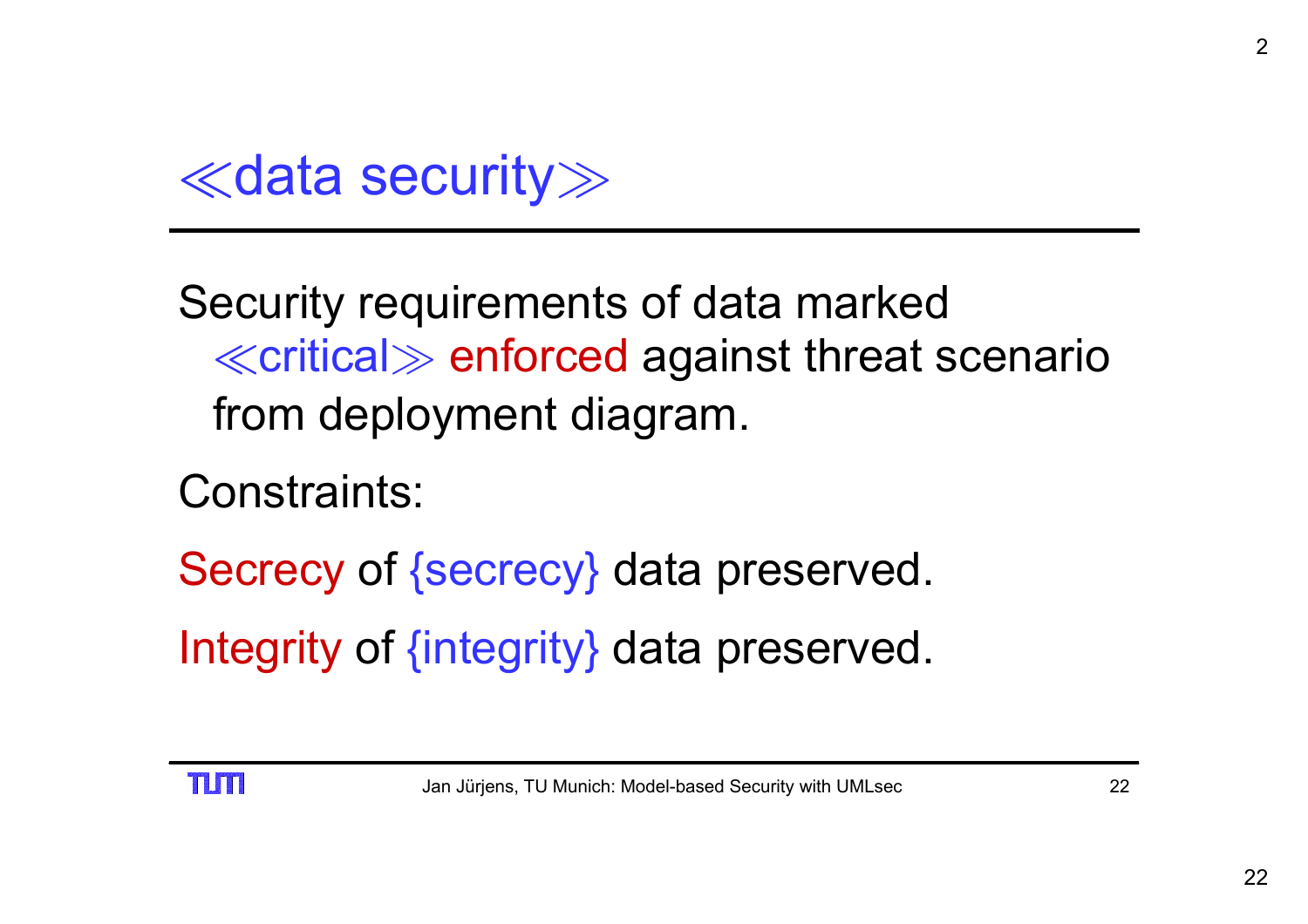# ≪data security≫

Security requirements of data marked ≪critical≫ enforced against threat scenario from deployment diagram.

Constraints:

Secrecy of {secrecy} data preserved.

Integrity of {integrity} data preserved.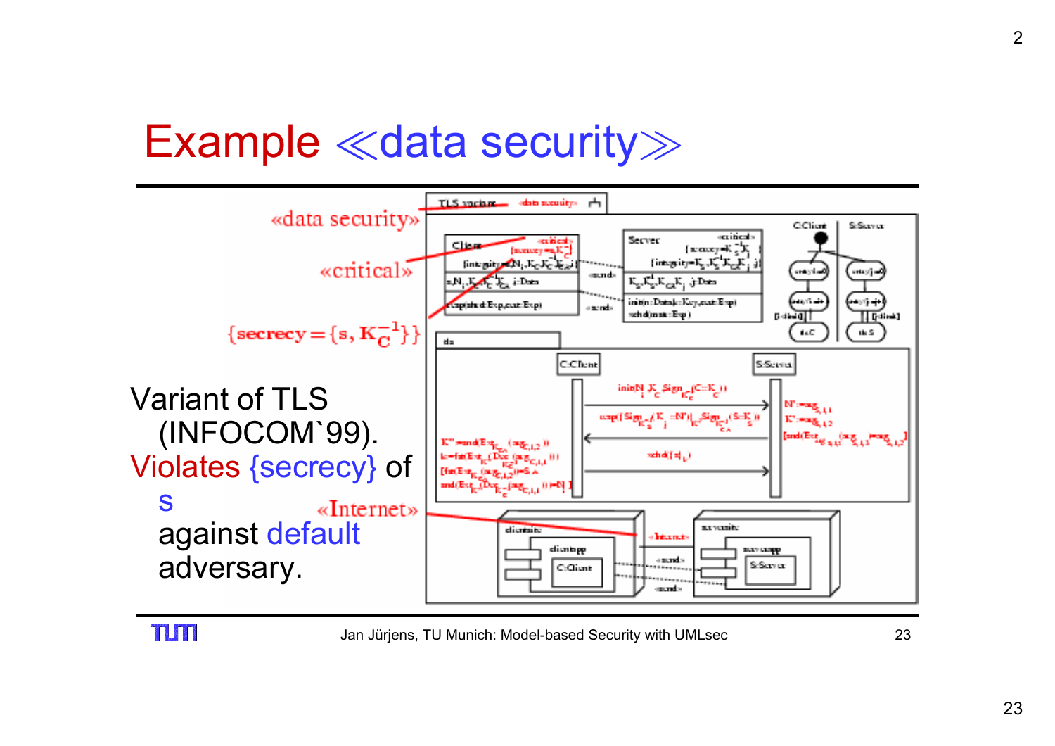# Example ≪data security≫

«data security»

«critical»

$\{secrecy = \{s, K_C^{-1}\}\}$

«Internet»

Variant of TLS (INFOCOM`99). Violates {secrecy} of s against default adversary.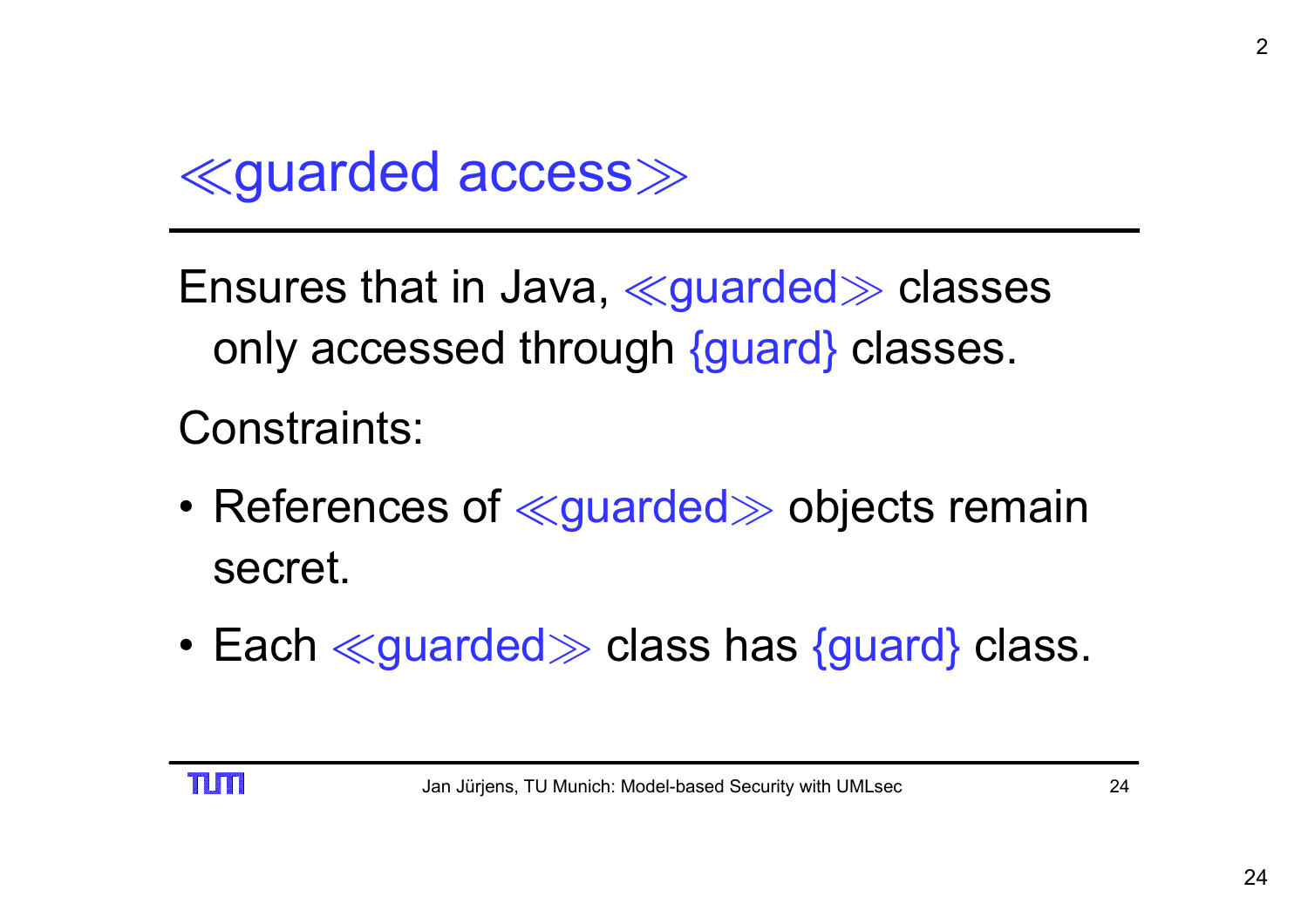# ≪guarded access≫

Ensures that in Java, ≪guarded≫ classes only accessed through {guard} classes.

Constraints:

- References of ≪guarded≫ objects remain secret.
- Each ≪guarded≫ class has {guard} class.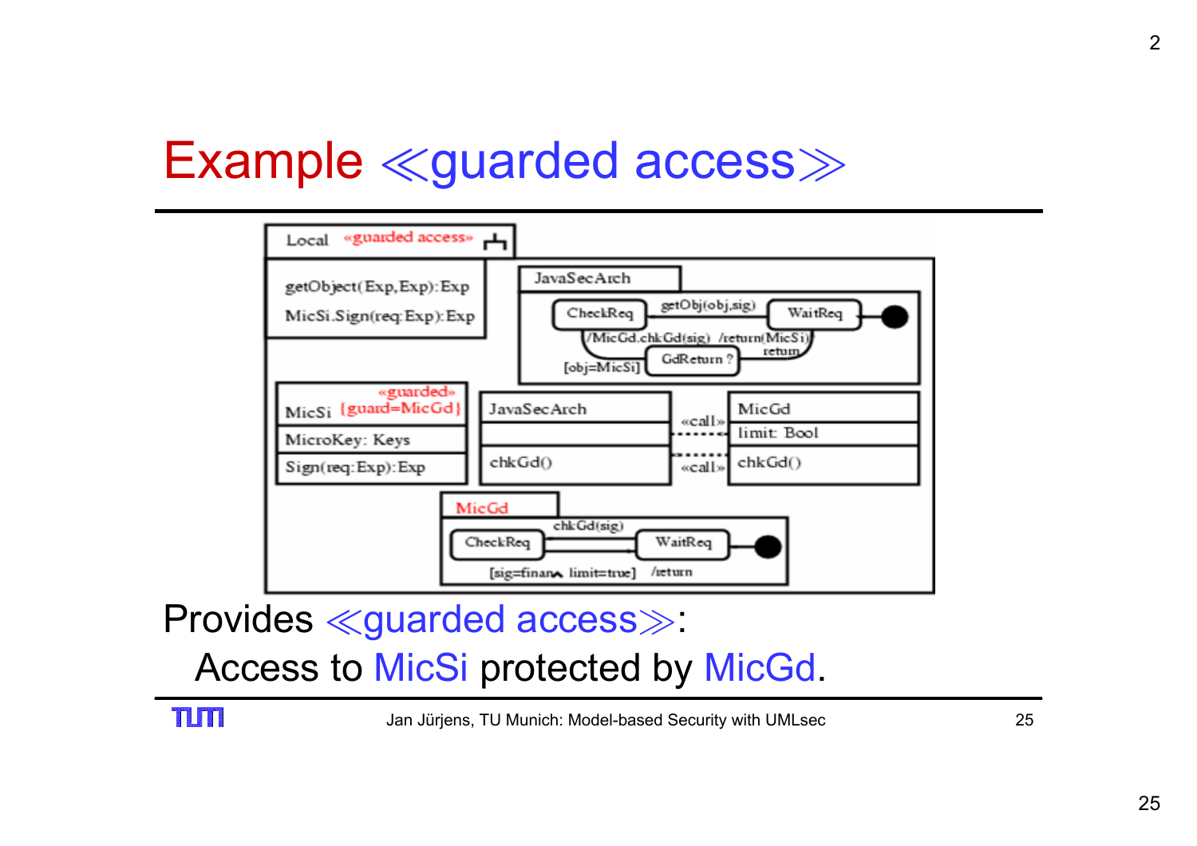# Example ≪guarded access≫

Local «guarded access»

getObject(Exp,Exp):Exp

MicSi.Sign(req:Exp):Exp

JavaSecArch

CheckReq — getObj(obj,sig) → WaitReq

/MicGd.chkGd(sig) /return(MicSi) return

[obj=MicSi] GdReturn ?

«guarded»

MicSi {guard=MicGd}

MicroKey: Keys

Sign(req:Exp):Exp

JavaSecArch

chkGd()

«call»

«call»

MicGd

limit: Bool

chkGd()

MicGd

CheckReq — chkGd(sig) → WaitReq

[sig=finan∧ limit=true] /return

Provides ≪guarded access≫:

Access to MicSi protected by MicGd.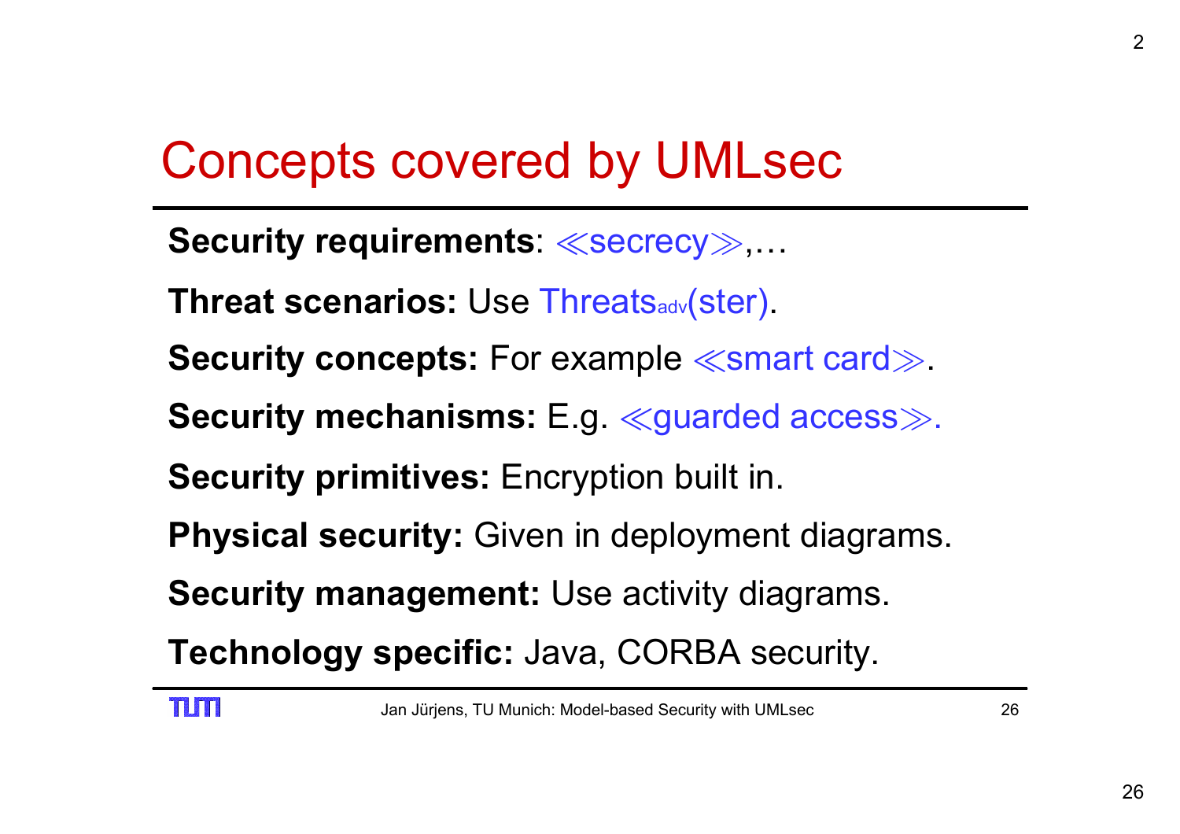# Concepts covered by UMLsec

**Security requirements**: ≪secrecy≫,…

**Threat scenarios:** Use $Threats_{adv}(ster)$.

**Security concepts:** For example ≪smart card≫.

**Security mechanisms:** E.g. ≪guarded access≫.

**Security primitives:** Encryption built in.

**Physical security:** Given in deployment diagrams.

**Security management:** Use activity diagrams.

**Technology specific:** Java, CORBA security.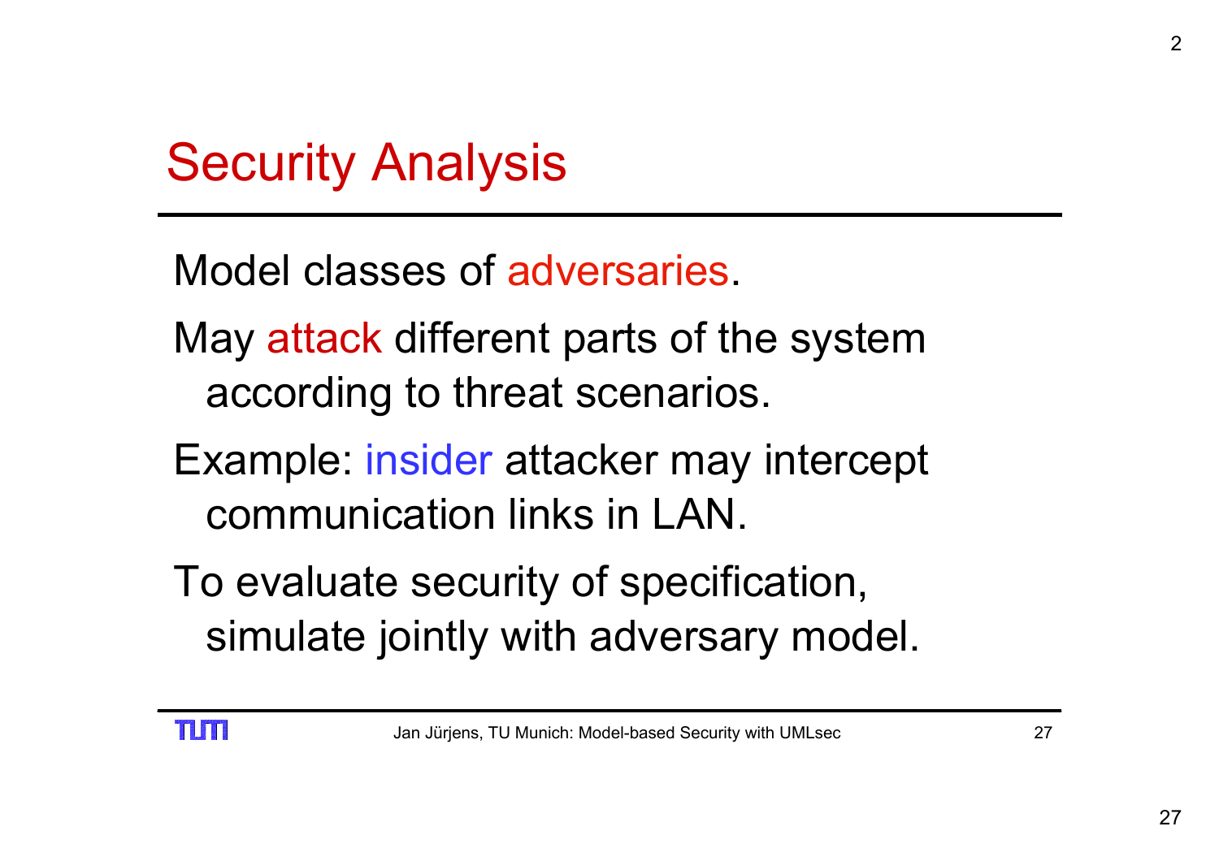# Security Analysis

Model classes of adversaries.

May attack different parts of the system according to threat scenarios.

Example: insider attacker may intercept communication links in LAN.

To evaluate security of specification, simulate jointly with adversary model.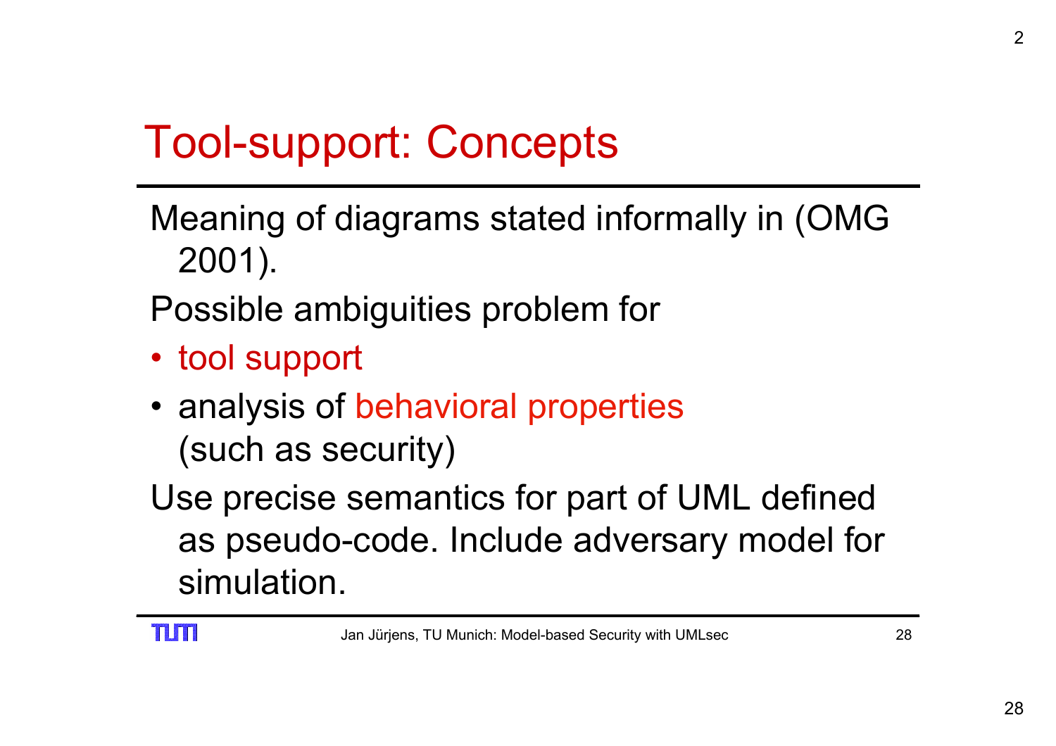# Tool-support: Concepts

Meaning of diagrams stated informally in (OMG 2001).

Possible ambiguities problem for

- tool support
- analysis of behavioral properties (such as security)

Use precise semantics for part of UML defined as pseudo-code. Include adversary model for simulation.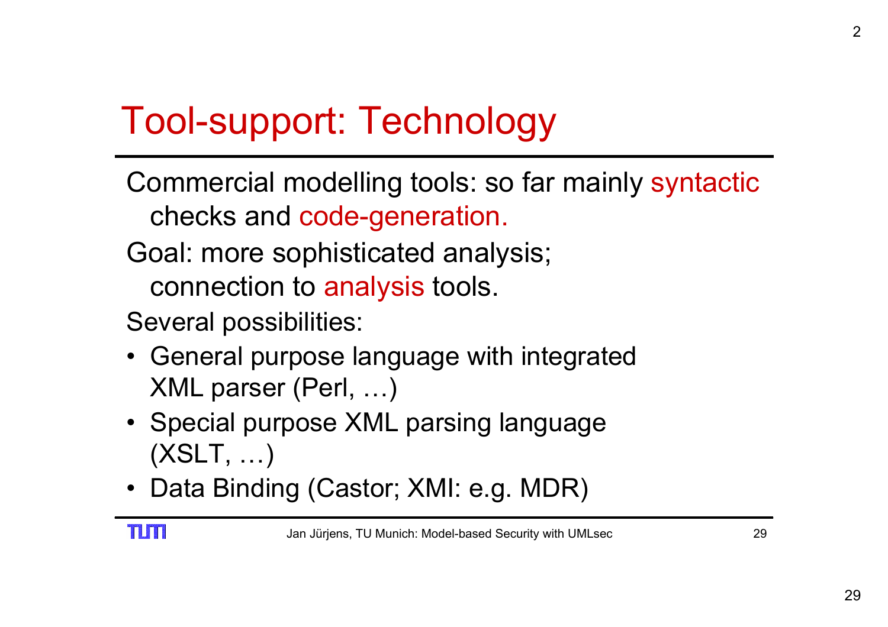# Tool-support: Technology

Commercial modelling tools: so far mainly syntactic checks and code-generation.

Goal: more sophisticated analysis; connection to analysis tools.

Several possibilities:

- General purpose language with integrated XML parser (Perl, …)
- Special purpose XML parsing language (XSLT, …)
- Data Binding (Castor; XMI: e.g. MDR)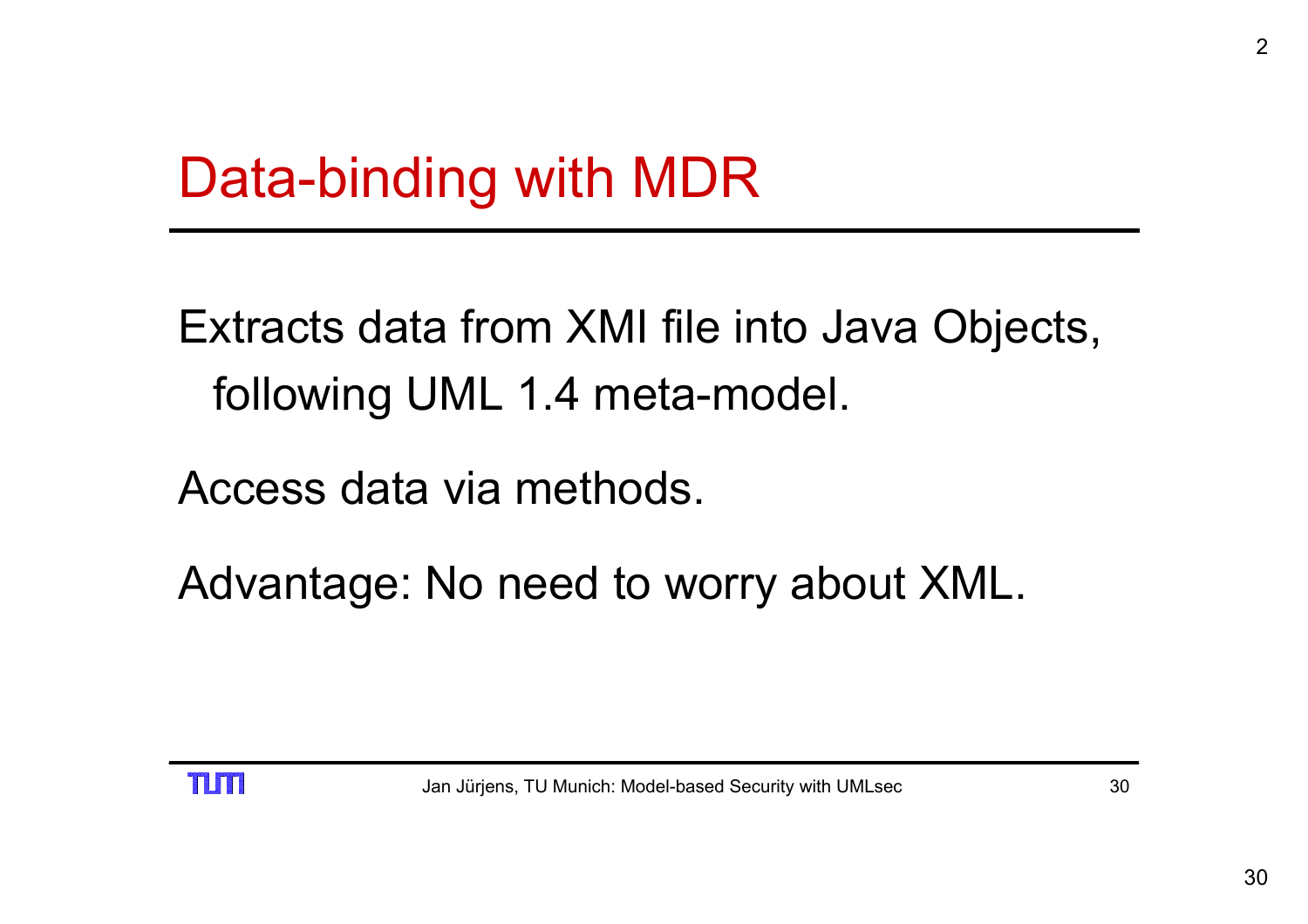# Data-binding with MDR

Extracts data from XMI file into Java Objects, following UML 1.4 meta-model.

Access data via methods.

Advantage: No need to worry about XML.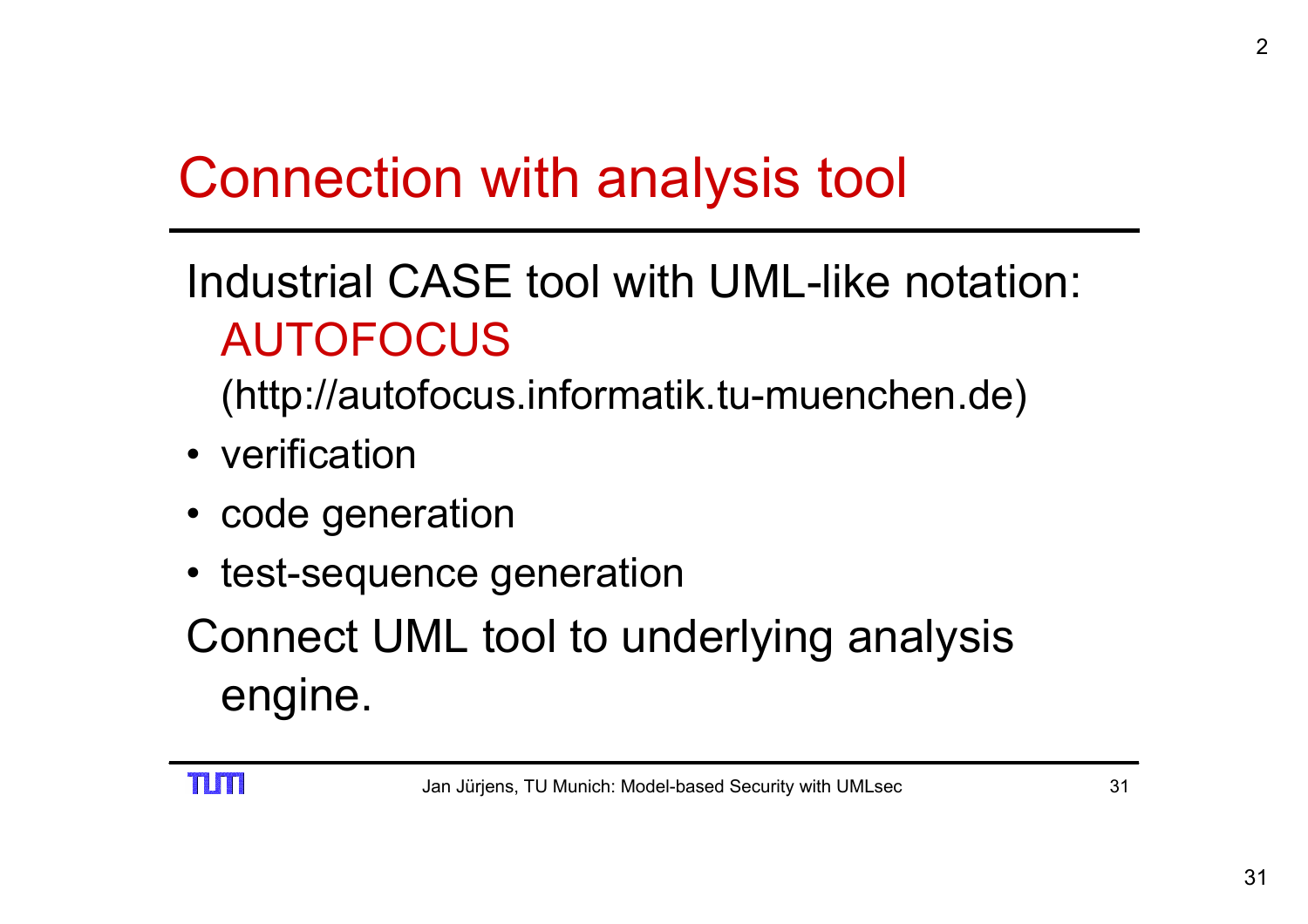# Connection with analysis tool

Industrial CASE tool with UML-like notation: AUTOFOCUS (http://autofocus.informatik.tu-muenchen.de)

- verification
- code generation
- test-sequence generation

Connect UML tool to underlying analysis engine.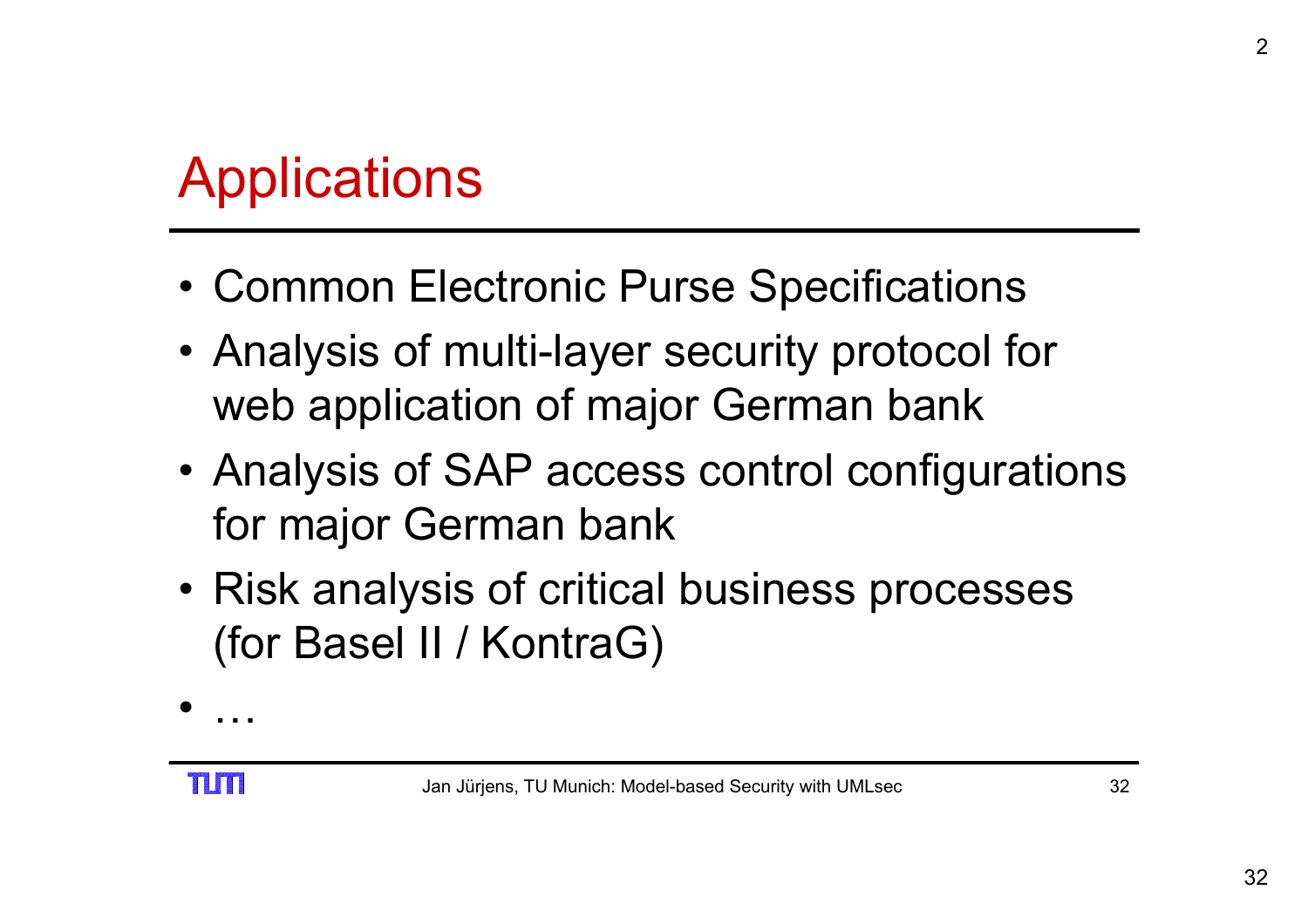# Applications

- Common Electronic Purse Specifications
- Analysis of multi-layer security protocol for web application of major German bank
- Analysis of SAP access control configurations for major German bank
- Risk analysis of critical business processes (for Basel II / KontraG)
- …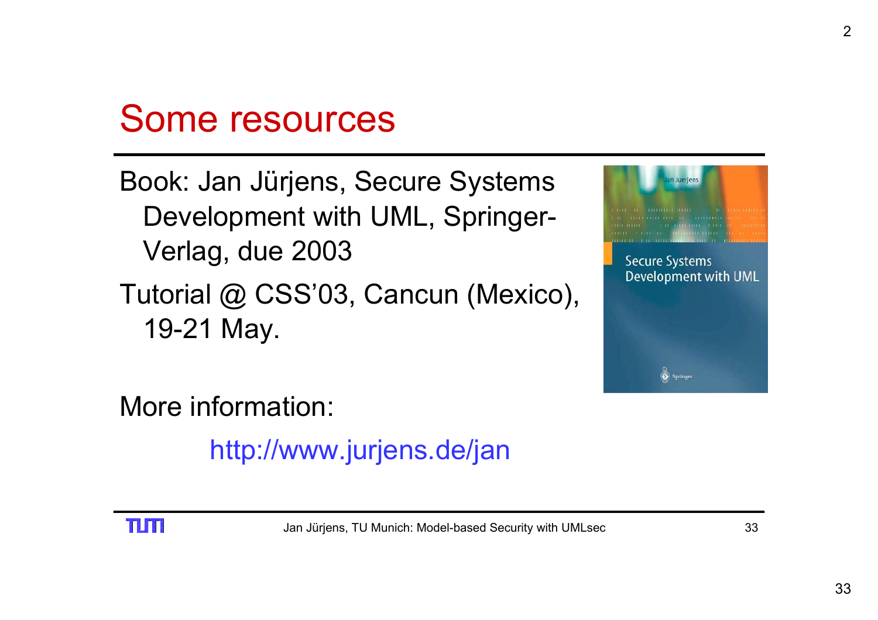# Some resources

Book: Jan Jürjens, Secure Systems Development with UML, Springer-Verlag, due 2003

Tutorial @ CSS'03, Cancun (Mexico), 19-21 May.

More information:

http://www.jurjens.de/jan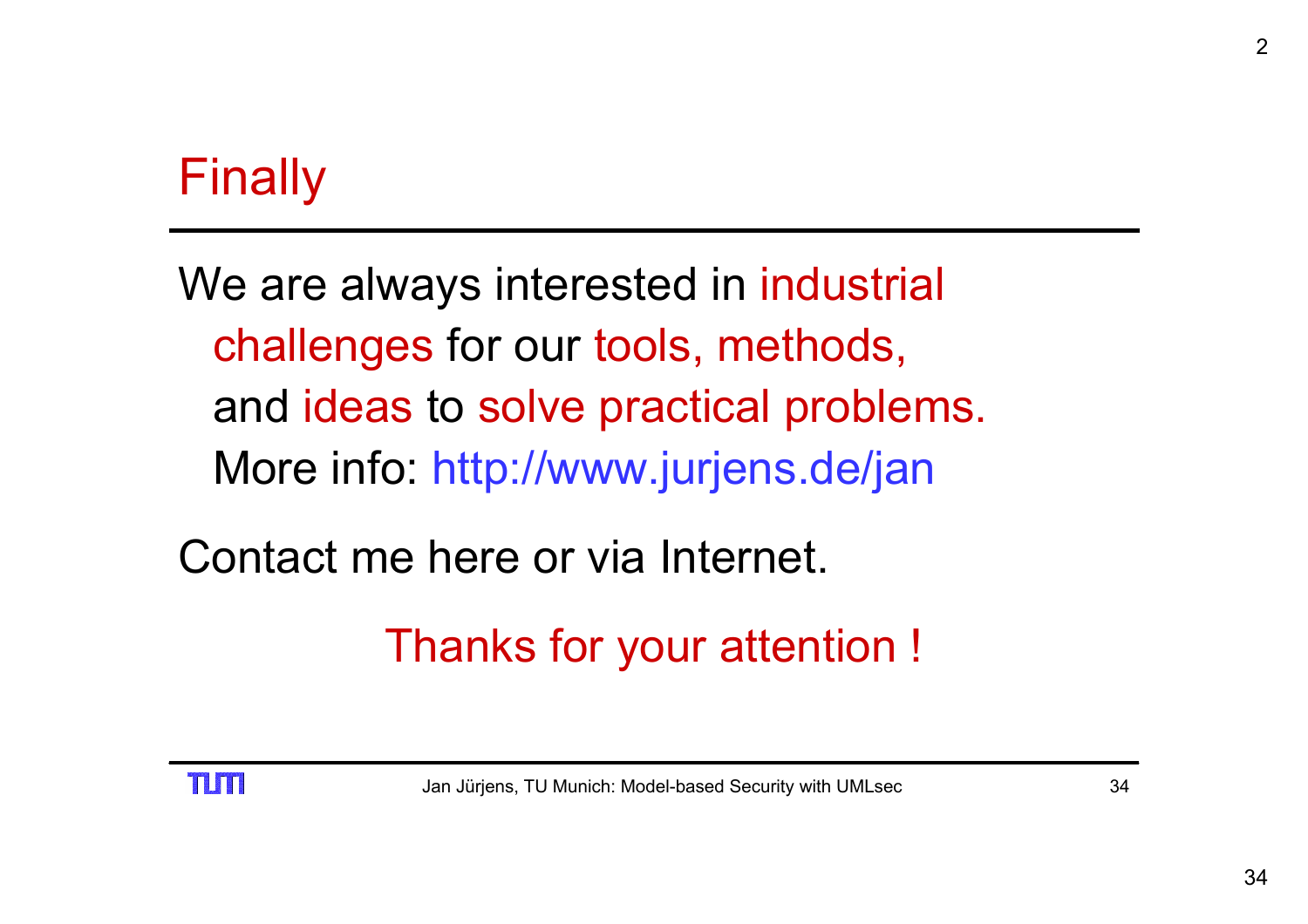# Finally

We are always interested in industrial challenges for our tools, methods, and ideas to solve practical problems.
More info: http://www.jurjens.de/jan

Contact me here or via Internet.

Thanks for your attention !